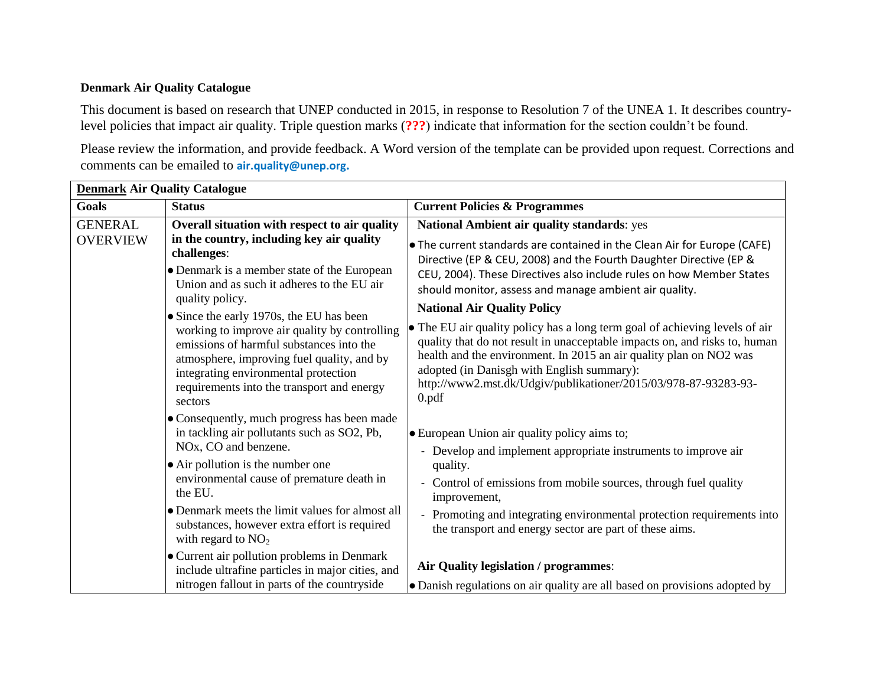**Denmark Air Quality Catalogue**

This document is based on research that UNEP conducted in 2015, in response to Resolution 7 of the UNEA 1. It describes country-level policies that impact air quality. Triple question marks (**???**) indicate that information for the section couldn't be found.

Please review the information, and provide feedback. A Word version of the template can be provided upon request. Corrections and comments can be emailed to **air.quality@unep.org.**

| **Denmark Air Quality Catalogue** | | |
|---|---|---|
| **Goals** | **Status** | **Current Policies & Programmes** |
| GENERAL OVERVIEW | **Overall situation with respect to air quality in the country, including key air quality challenges**:<br>• Denmark is a member state of the European Union and as such it adheres to the EU air quality policy.<br>• Since the early 1970s, the EU has been working to improve air quality by controlling emissions of harmful substances into the atmosphere, improving fuel quality, and by integrating environmental protection requirements into the transport and energy sectors<br>• Consequently, much progress has been made in tackling air pollutants such as SO2, Pb, NOx, CO and benzene.<br>• Air pollution is the number one environmental cause of premature death in the EU.<br>• Denmark meets the limit values for almost all substances, however extra effort is required with regard to $NO_2$<br>• Current air pollution problems in Denmark include ultrafine particles in major cities, and nitrogen fallout in parts of the countryside | **National Ambient air quality standards**: yes<br>• The current standards are contained in the Clean Air for Europe (CAFE) Directive (EP & CEU, 2008) and the Fourth Daughter Directive (EP & CEU, 2004). These Directives also include rules on how Member States should monitor, assess and manage ambient air quality.<br>**National Air Quality Policy**<br>• The EU air quality policy has a long term goal of achieving levels of air quality that do not result in unacceptable impacts on, and risks to, human health and the environment. In 2015 an air quality plan on NO2 was adopted (in Danisgh with English summary): http://www2.mst.dk/Udgiv/publikationer/2015/03/978-87-93283-93-0.pdf<br>• European Union air quality policy aims to;<br>- Develop and implement appropriate instruments to improve air quality.<br>- Control of emissions from mobile sources, through fuel quality improvement,<br>- Promoting and integrating environmental protection requirements into the transport and energy sector are part of these aims.<br>**Air Quality legislation / programmes**:<br>• Danish regulations on air quality are all based on provisions adopted by |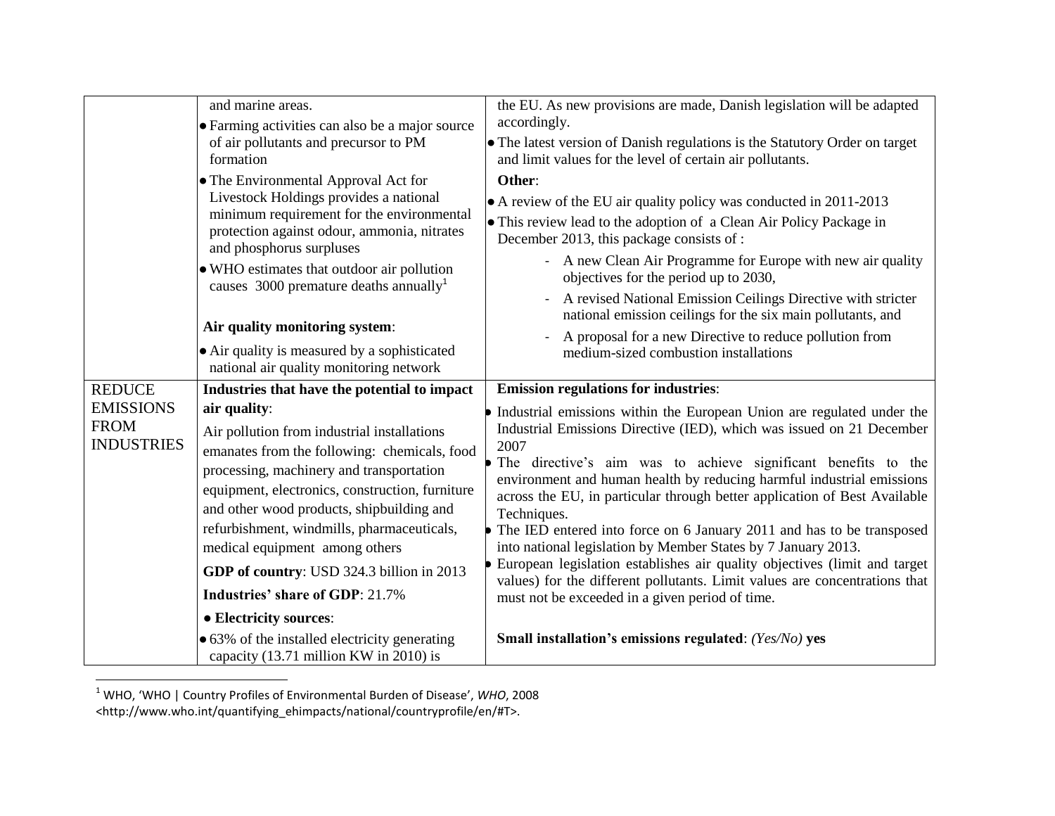| | | |
|---|---|---|
| | and marine areas.<br>● Farming activities can also be a major source of air pollutants and precursor to PM formation<br>● The Environmental Approval Act for Livestock Holdings provides a national minimum requirement for the environmental protection against odour, ammonia, nitrates and phosphorus surpluses<br>● WHO estimates that outdoor air pollution causes 3000 premature deaths annually[1]<br><br>**Air quality monitoring system**:<br>● Air quality is measured by a sophisticated national air quality monitoring network | the EU. As new provisions are made, Danish legislation will be adapted accordingly.<br>● The latest version of Danish regulations is the Statutory Order on target and limit values for the level of certain air pollutants.<br>**Other**:<br>● A review of the EU air quality policy was conducted in 2011-2013<br>● This review lead to the adoption of a Clean Air Policy Package in December 2013, this package consists of :<br>- A new Clean Air Programme for Europe with new air quality objectives for the period up to 2030,<br>- A revised National Emission Ceilings Directive with stricter national emission ceilings for the six main pollutants, and<br>- A proposal for a new Directive to reduce pollution from medium-sized combustion installations |
| REDUCE EMISSIONS FROM INDUSTRIES | **Industries that have the potential to impact air quality**:<br>Air pollution from industrial installations emanates from the following: chemicals, food processing, machinery and transportation equipment, electronics, construction, furniture and other wood products, shipbuilding and refurbishment, windmills, pharmaceuticals, medical equipment among others<br>**GDP of country**: USD 324.3 billion in 2013<br>**Industries' share of GDP**: 21.7%<br>● **Electricity sources**:<br>● 63% of the installed electricity generating capacity (13.71 million KW in 2010) is | **Emission regulations for industries**:<br>● Industrial emissions within the European Union are regulated under the Industrial Emissions Directive (IED), which was issued on 21 December 2007<br>● The directive's aim was to achieve significant benefits to the environment and human health by reducing harmful industrial emissions across the EU, in particular through better application of Best Available Techniques.<br>● The IED entered into force on 6 January 2011 and has to be transposed into national legislation by Member States by 7 January 2013.<br>● European legislation establishes air quality objectives (limit and target values) for the different pollutants. Limit values are concentrations that must not be exceeded in a given period of time.<br><br>**Small installation's emissions regulated**: *(Yes/No)* **yes** |

[1] WHO, 'WHO | Country Profiles of Environmental Burden of Disease', *WHO*, 2008 <http://www.who.int/quantifying_ehimpacts/national/countryprofile/en/#T>.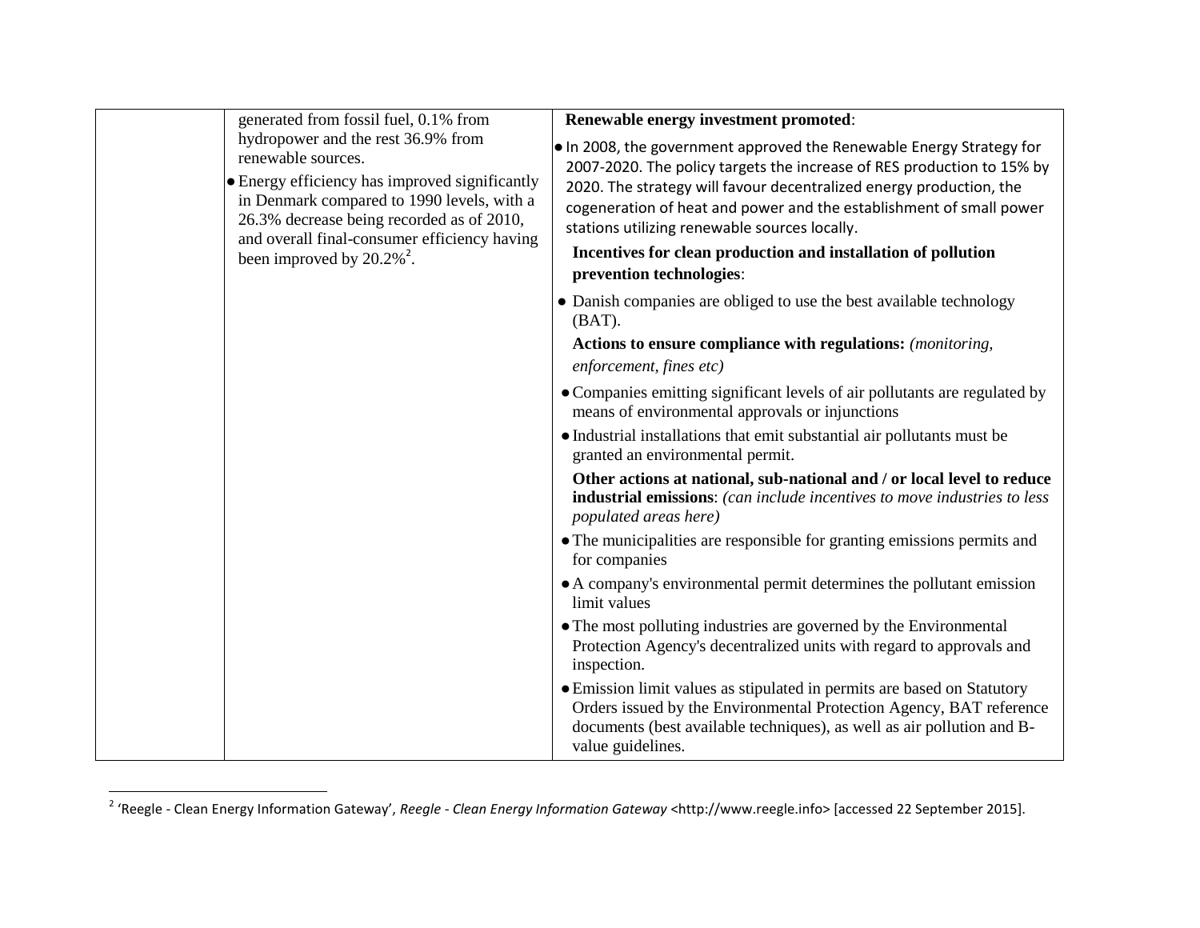|  |  |  |
|---|---|---|
|  | generated from fossil fuel, 0.1% from hydropower and the rest 36.9% from renewable sources.<br>● Energy efficiency has improved significantly in Denmark compared to 1990 levels, with a 26.3% decrease being recorded as of 2010, and overall final-consumer efficiency having been improved by 20.2%[2]. | **Renewable energy investment promoted**:<br>● In 2008, the government approved the Renewable Energy Strategy for 2007-2020. The policy targets the increase of RES production to 15% by 2020. The strategy will favour decentralized energy production, the cogeneration of heat and power and the establishment of small power stations utilizing renewable sources locally.<br>**Incentives for clean production and installation of pollution prevention technologies**:<br>● Danish companies are obliged to use the best available technology (BAT).<br>**Actions to ensure compliance with regulations:** *(monitoring, enforcement, fines etc)*<br>● Companies emitting significant levels of air pollutants are regulated by means of environmental approvals or injunctions<br>● Industrial installations that emit substantial air pollutants must be granted an environmental permit.<br>**Other actions at national, sub-national and / or local level to reduce industrial emissions**: *(can include incentives to move industries to less populated areas here)*<br>● The municipalities are responsible for granting emissions permits and for companies<br>● A company's environmental permit determines the pollutant emission limit values<br>● The most polluting industries are governed by the Environmental Protection Agency's decentralized units with regard to approvals and inspection.<br>● Emission limit values as stipulated in permits are based on Statutory Orders issued by the Environmental Protection Agency, BAT reference documents (best available techniques), as well as air pollution and B-value guidelines. |

[2] 'Reegle - Clean Energy Information Gateway', *Reegle - Clean Energy Information Gateway* <http://www.reegle.info> [accessed 22 September 2015].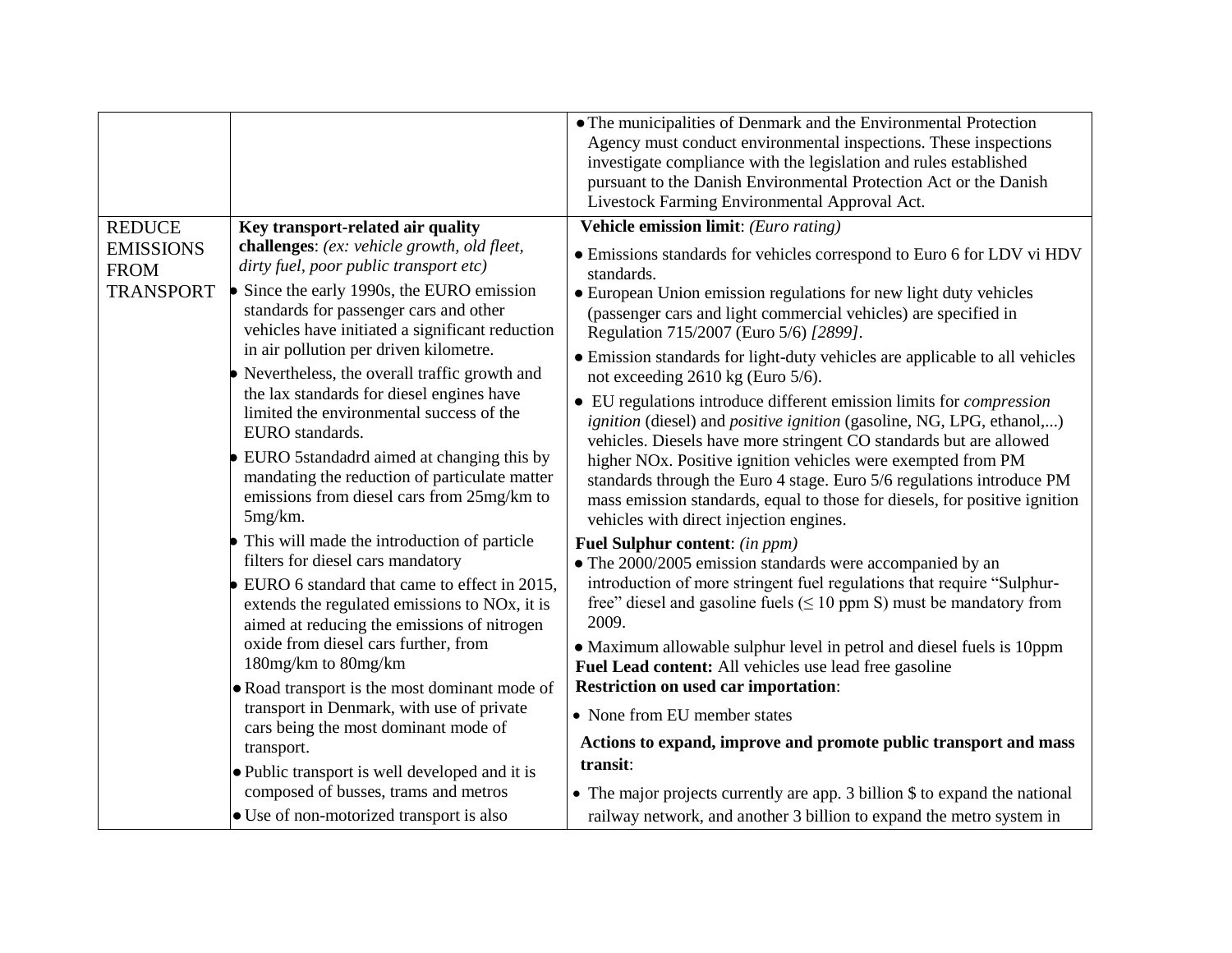| | | |
|---|---|---|
| | | • The municipalities of Denmark and the Environmental Protection Agency must conduct environmental inspections. These inspections investigate compliance with the legislation and rules established pursuant to the Danish Environmental Protection Act or the Danish Livestock Farming Environmental Approval Act. |
| REDUCE EMISSIONS FROM TRANSPORT | **Key transport-related air quality challenges**: *(ex: vehicle growth, old fleet, dirty fuel, poor public transport etc)*<br>• Since the early 1990s, the EURO emission standards for passenger cars and other vehicles have initiated a significant reduction in air pollution per driven kilometre.<br>• Nevertheless, the overall traffic growth and the lax standards for diesel engines have limited the environmental success of the EURO standards.<br>• EURO 5standadrd aimed at changing this by mandating the reduction of particulate matter emissions from diesel cars from 25mg/km to 5mg/km.<br>• This will made the introduction of particle filters for diesel cars mandatory<br>• EURO 6 standard that came to effect in 2015, extends the regulated emissions to NOx, it is aimed at reducing the emissions of nitrogen oxide from diesel cars further, from 180mg/km to 80mg/km<br>• Road transport is the most dominant mode of transport in Denmark, with use of private cars being the most dominant mode of transport.<br>• Public transport is well developed and it is composed of busses, trams and metros<br>• Use of non-motorized transport is also | **Vehicle emission limit**: *(Euro rating)*<br>• Emissions standards for vehicles correspond to Euro 6 for LDV vi HDV standards.<br>• European Union emission regulations for new light duty vehicles (passenger cars and light commercial vehicles) are specified in Regulation 715/2007 (Euro 5/6) *[2899]*.<br>• Emission standards for light-duty vehicles are applicable to all vehicles not exceeding 2610 kg (Euro 5/6).<br>• EU regulations introduce different emission limits for *compression ignition* (diesel) and *positive ignition* (gasoline, NG, LPG, ethanol,...) vehicles. Diesels have more stringent CO standards but are allowed higher NOx. Positive ignition vehicles were exempted from PM standards through the Euro 4 stage. Euro 5/6 regulations introduce PM mass emission standards, equal to those for diesels, for positive ignition vehicles with direct injection engines.<br>**Fuel Sulphur content**: *(in ppm)*<br>• The 2000/2005 emission standards were accompanied by an introduction of more stringent fuel regulations that require "Sulphur-free" diesel and gasoline fuels (≤ 10 ppm S) must be mandatory from 2009.<br>• Maximum allowable sulphur level in petrol and diesel fuels is 10ppm<br>**Fuel Lead content:** All vehicles use lead free gasoline<br>**Restriction on used car importation**:<br>• None from EU member states<br>**Actions to expand, improve and promote public transport and mass transit**:<br>• The major projects currently are app. 3 billion $ to expand the national railway network, and another 3 billion to expand the metro system in |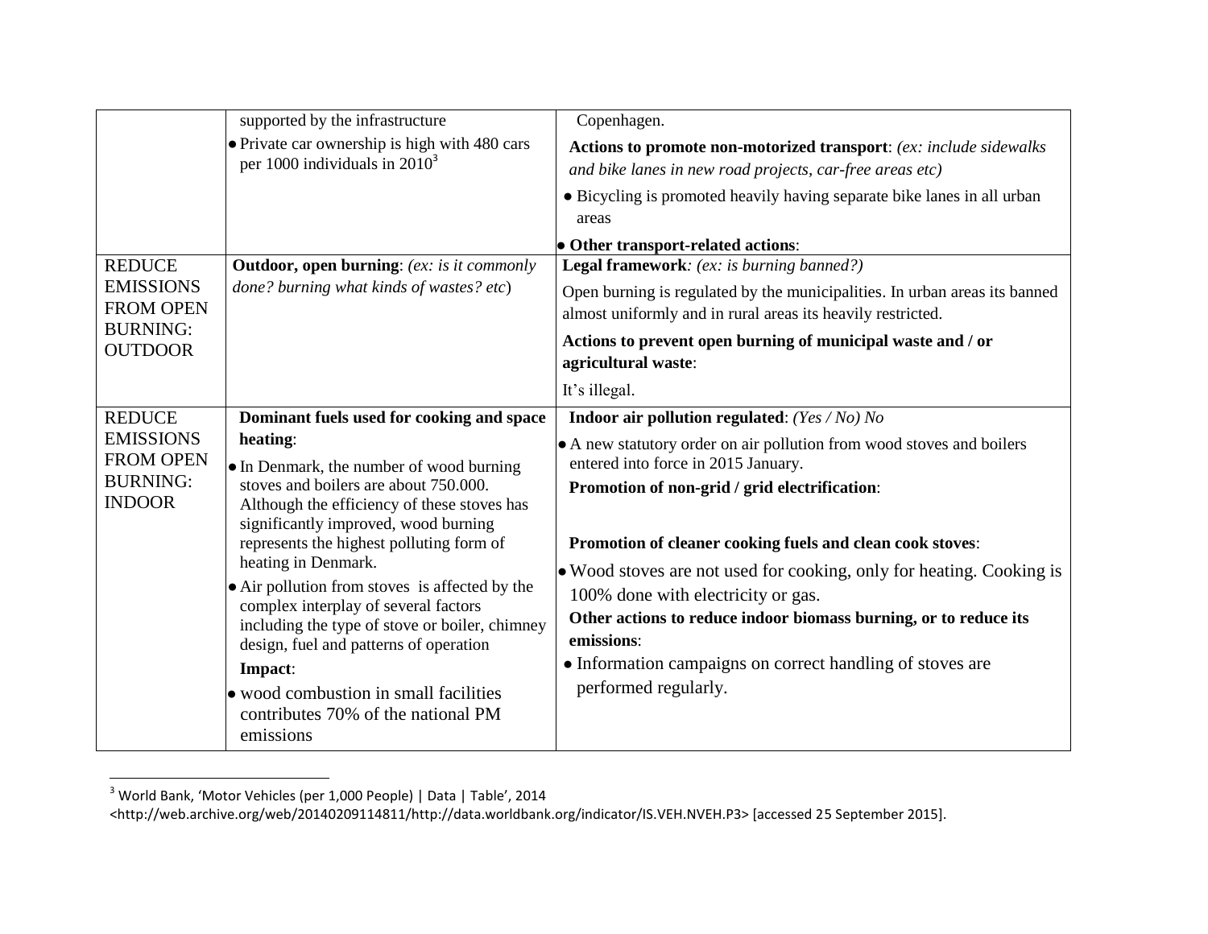| | | |
|---|---|---|
| | supported by the infrastructure<br>• Private car ownership is high with 480 cars per 1000 individuals in 2010[3] | Copenhagen.<br>**Actions to promote non-motorized transport**: *(ex: include sidewalks and bike lanes in new road projects, car-free areas etc)*<br>• Bicycling is promoted heavily having separate bike lanes in all urban areas<br>• **Other transport-related actions**: |
| REDUCE EMISSIONS FROM OPEN BURNING: OUTDOOR | **Outdoor, open burning**: *(ex: is it commonly done? burning what kinds of wastes? etc*) | **Legal framework***: (ex: is burning banned?)*<br>Open burning is regulated by the municipalities. In urban areas its banned almost uniformly and in rural areas its heavily restricted.<br>**Actions to prevent open burning of municipal waste and / or agricultural waste**:<br>It's illegal. |
| REDUCE EMISSIONS FROM OPEN BURNING: INDOOR | **Dominant fuels used for cooking and space heating**:<br>• In Denmark, the number of wood burning stoves and boilers are about 750.000. Although the efficiency of these stoves has significantly improved, wood burning represents the highest polluting form of heating in Denmark.<br>• Air pollution from stoves is affected by the complex interplay of several factors including the type of stove or boiler, chimney design, fuel and patterns of operation<br>**Impact**:<br>• wood combustion in small facilities contributes 70% of the national PM emissions | **Indoor air pollution regulated**: *(Yes / No) No*<br>• A new statutory order on air pollution from wood stoves and boilers entered into force in 2015 January.<br>**Promotion of non-grid / grid electrification**:<br>**Promotion of cleaner cooking fuels and clean cook stoves**:<br>• Wood stoves are not used for cooking, only for heating. Cooking is 100% done with electricity or gas.<br>**Other actions to reduce indoor biomass burning, or to reduce its emissions**:<br>• Information campaigns on correct handling of stoves are performed regularly. |

[3] World Bank, 'Motor Vehicles (per 1,000 People) | Data | Table', 2014 <http://web.archive.org/web/20140209114811/http://data.worldbank.org/indicator/IS.VEH.NVEH.P3> [accessed 25 September 2015].